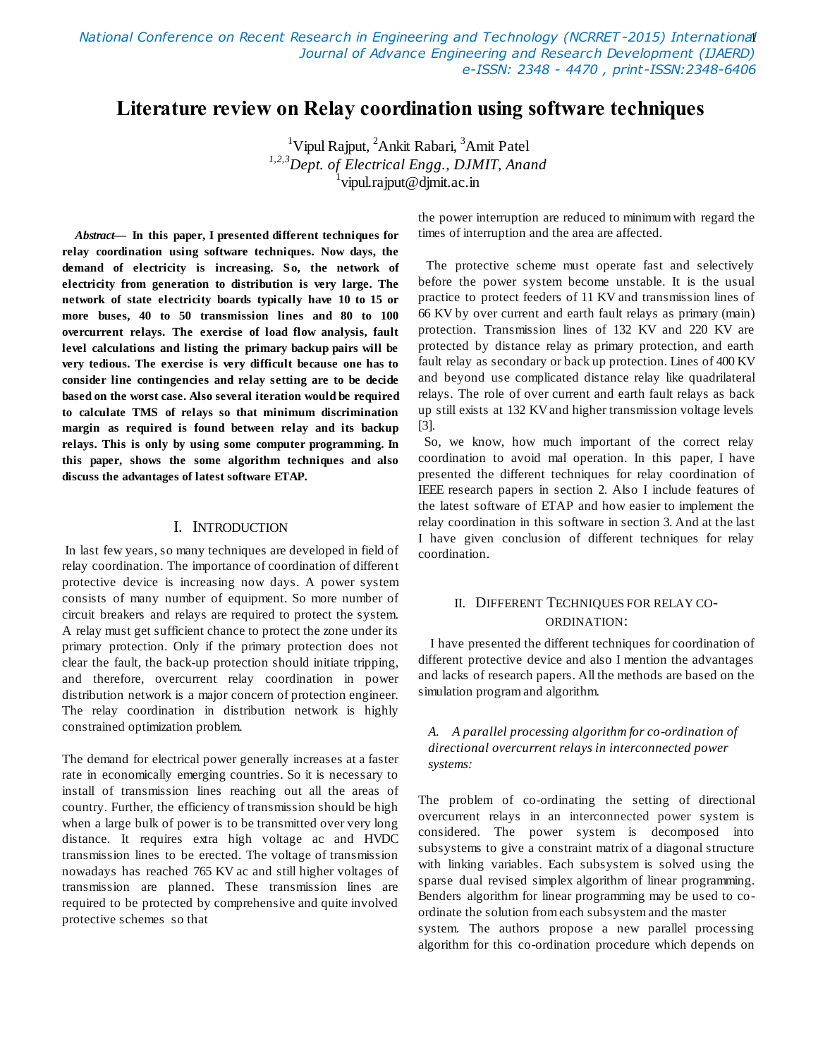# Literature review on Relay coordination using software techniques

[1]Vipul Rajput, [2]Ankit Rabari, [3]Amit Patel

*[1,2,3]Dept. of Electrical Engg., DJMIT, Anand*

[1]vipul.rajput@djmit.ac.in

***Abstract*— In this paper, I presented different techniques for relay coordination using software techniques. Now days, the demand of electricity is increasing. So, the network of electricity from generation to distribution is very large. The network of state electricity boards typically have 10 to 15 or more buses, 40 to 50 transmission lines and 80 to 100 overcurrent relays. The exercise of load flow analysis, fault level calculations and listing the primary backup pairs will be very tedious. The exercise is very difficult because one has to consider line contingencies and relay setting are to be decide based on the worst case. Also several iteration would be required to calculate TMS of relays so that minimum discrimination margin as required is found between relay and its backup relays. This is only by using some computer programming. In this paper, shows the some algorithm techniques and also discuss the advantages of latest software ETAP.**

## I. INTRODUCTION

In last few years, so many techniques are developed in field of relay coordination. The importance of coordination of different protective device is increasing now days. A power system consists of many number of equipment. So more number of circuit breakers and relays are required to protect the system. A relay must get sufficient chance to protect the zone under its primary protection. Only if the primary protection does not clear the fault, the back-up protection should initiate tripping, and therefore, overcurrent relay coordination in power distribution network is a major concern of protection engineer. The relay coordination in distribution network is highly constrained optimization problem.

The demand for electrical power generally increases at a faster rate in economically emerging countries. So it is necessary to install of transmission lines reaching out all the areas of country. Further, the efficiency of transmission should be high when a large bulk of power is to be transmitted over very long distance. It requires extra high voltage ac and HVDC transmission lines to be erected. The voltage of transmission nowadays has reached 765 KV ac and still higher voltages of transmission are planned. These transmission lines are required to be protected by comprehensive and quite involved protective schemes so that the power interruption are reduced to minimum with regard the times of interruption and the area are affected.

The protective scheme must operate fast and selectively before the power system become unstable. It is the usual practice to protect feeders of 11 KV and transmission lines of 66 KV by over current and earth fault relays as primary (main) protection. Transmission lines of 132 KV and 220 KV are protected by distance relay as primary protection, and earth fault relay as secondary or back up protection. Lines of 400 KV and beyond use complicated distance relay like quadrilateral relays. The role of over current and earth fault relays as back up still exists at 132 KV and higher transmission voltage levels [3].

So, we know, how much important of the correct relay coordination to avoid mal operation. In this paper, I have presented the different techniques for relay coordination of IEEE research papers in section 2. Also I include features of the latest software of ETAP and how easier to implement the relay coordination in this software in section 3. And at the last I have given conclusion of different techniques for relay coordination.

## II. DIFFERENT TECHNIQUES FOR RELAY CO-ORDINATION:

I have presented the different techniques for coordination of different protective device and also I mention the advantages and lacks of research papers. All the methods are based on the simulation program and algorithm.

### *A. A parallel processing algorithm for co-ordination of directional overcurrent relays in interconnected power systems:*

The problem of co-ordinating the setting of directional overcurrent relays in an interconnected power system is considered. The power system is decomposed into subsystems to give a constraint matrix of a diagonal structure with linking variables. Each subsystem is solved using the sparse dual revised simplex algorithm of linear programming. Benders algorithm for linear programming may be used to co-ordinate the solution from each subsystem and the master system. The authors propose a new parallel processing algorithm for this co-ordination procedure which depends on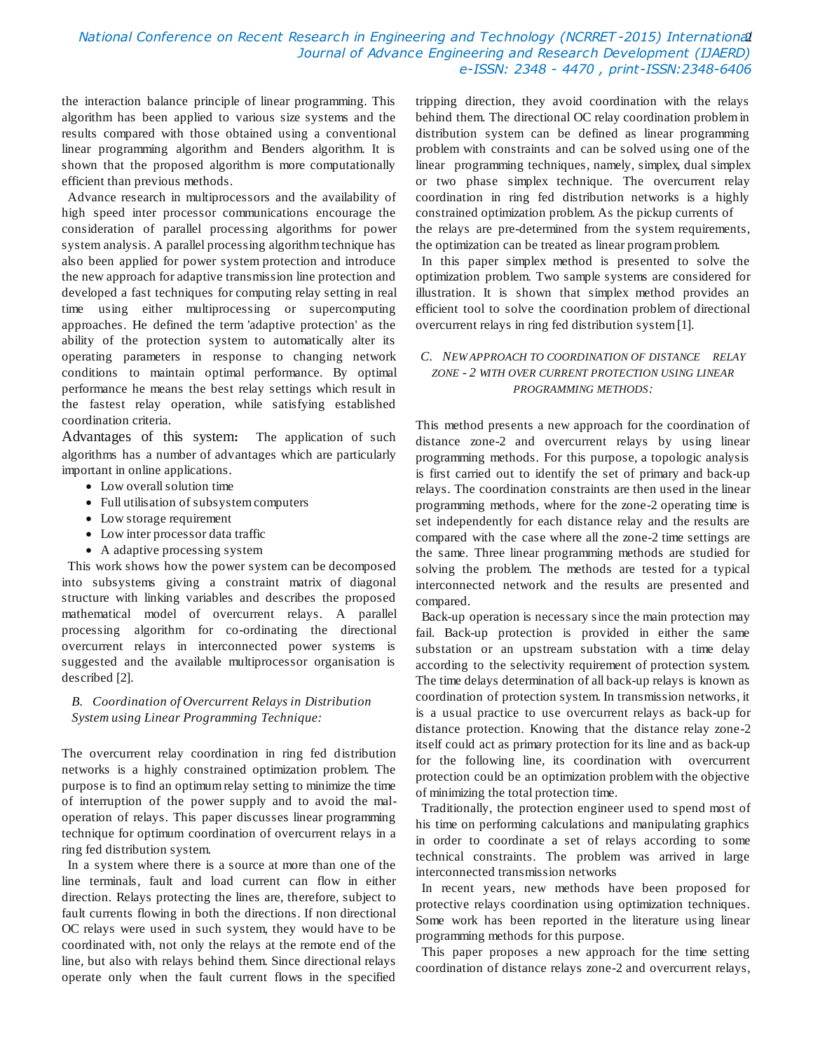the interaction balance principle of linear programming. This algorithm has been applied to various size systems and the results compared with those obtained using a conventional linear programming algorithm and Benders algorithm. It is shown that the proposed algorithm is more computationally efficient than previous methods.

Advance research in multiprocessors and the availability of high speed inter processor communications encourage the consideration of parallel processing algorithms for power system analysis. A parallel processing algorithm technique has also been applied for power system protection and introduce the new approach for adaptive transmission line protection and developed a fast techniques for computing relay setting in real time using either multiprocessing or supercomputing approaches. He defined the term 'adaptive protection' as the ability of the protection system to automatically alter its operating parameters in response to changing network conditions to maintain optimal performance. By optimal performance he means the best relay settings which result in the fastest relay operation, while satisfying established coordination criteria.

Advantages of this system**:** The application of such algorithms has a number of advantages which are particularly important in online applications.

- Low overall solution time
- Full utilisation of subsystem computers
- Low storage requirement
- Low inter processor data traffic
- A adaptive processing system

This work shows how the power system can be decomposed into subsystems giving a constraint matrix of diagonal structure with linking variables and describes the proposed mathematical model of overcurrent relays. A parallel processing algorithm for co-ordinating the directional overcurrent relays in interconnected power systems is suggested and the available multiprocessor organisation is described [2].

### *B. Coordination of Overcurrent Relays in Distribution System using Linear Programming Technique:*

The overcurrent relay coordination in ring fed distribution networks is a highly constrained optimization problem. The purpose is to find an optimum relay setting to minimize the time of interruption of the power supply and to avoid the mal-operation of relays. This paper discusses linear programming technique for optimum coordination of overcurrent relays in a ring fed distribution system.

In a system where there is a source at more than one of the line terminals, fault and load current can flow in either direction. Relays protecting the lines are, therefore, subject to fault currents flowing in both the directions. If non directional OC relays were used in such system, they would have to be coordinated with, not only the relays at the remote end of the line, but also with relays behind them. Since directional relays operate only when the fault current flows in the specified tripping direction, they avoid coordination with the relays behind them. The directional OC relay coordination problem in distribution system can be defined as linear programming problem with constraints and can be solved using one of the linear programming techniques, namely, simplex, dual simplex or two phase simplex technique. The overcurrent relay coordination in ring fed distribution networks is a highly constrained optimization problem. As the pickup currents of the relays are pre-determined from the system requirements, the optimization can be treated as linear program problem.

In this paper simplex method is presented to solve the optimization problem. Two sample systems are considered for illustration. It is shown that simplex method provides an efficient tool to solve the coordination problem of directional overcurrent relays in ring fed distribution system [1].

### *C. New Approach to Coordination of Distance Relay Zone - 2 with Over Current Protection Using Linear Programming Methods:*

This method presents a new approach for the coordination of distance zone-2 and overcurrent relays by using linear programming methods. For this purpose, a topologic analysis is first carried out to identify the set of primary and back-up relays. The coordination constraints are then used in the linear programming methods, where for the zone-2 operating time is set independently for each distance relay and the results are compared with the case where all the zone-2 time settings are the same. Three linear programming methods are studied for solving the problem. The methods are tested for a typical interconnected network and the results are presented and compared.

Back-up operation is necessary since the main protection may fail. Back-up protection is provided in either the same substation or an upstream substation with a time delay according to the selectivity requirement of protection system. The time delays determination of all back-up relays is known as coordination of protection system. In transmission networks, it is a usual practice to use overcurrent relays as back-up for distance protection. Knowing that the distance relay zone-2 itself could act as primary protection for its line and as back-up for the following line, its coordination with overcurrent protection could be an optimization problem with the objective of minimizing the total protection time.

Traditionally, the protection engineer used to spend most of his time on performing calculations and manipulating graphics in order to coordinate a set of relays according to some technical constraints. The problem was arrived in large interconnected transmission networks

In recent years, new methods have been proposed for protective relays coordination using optimization techniques. Some work has been reported in the literature using linear programming methods for this purpose.

This paper proposes a new approach for the time setting coordination of distance relays zone-2 and overcurrent relays,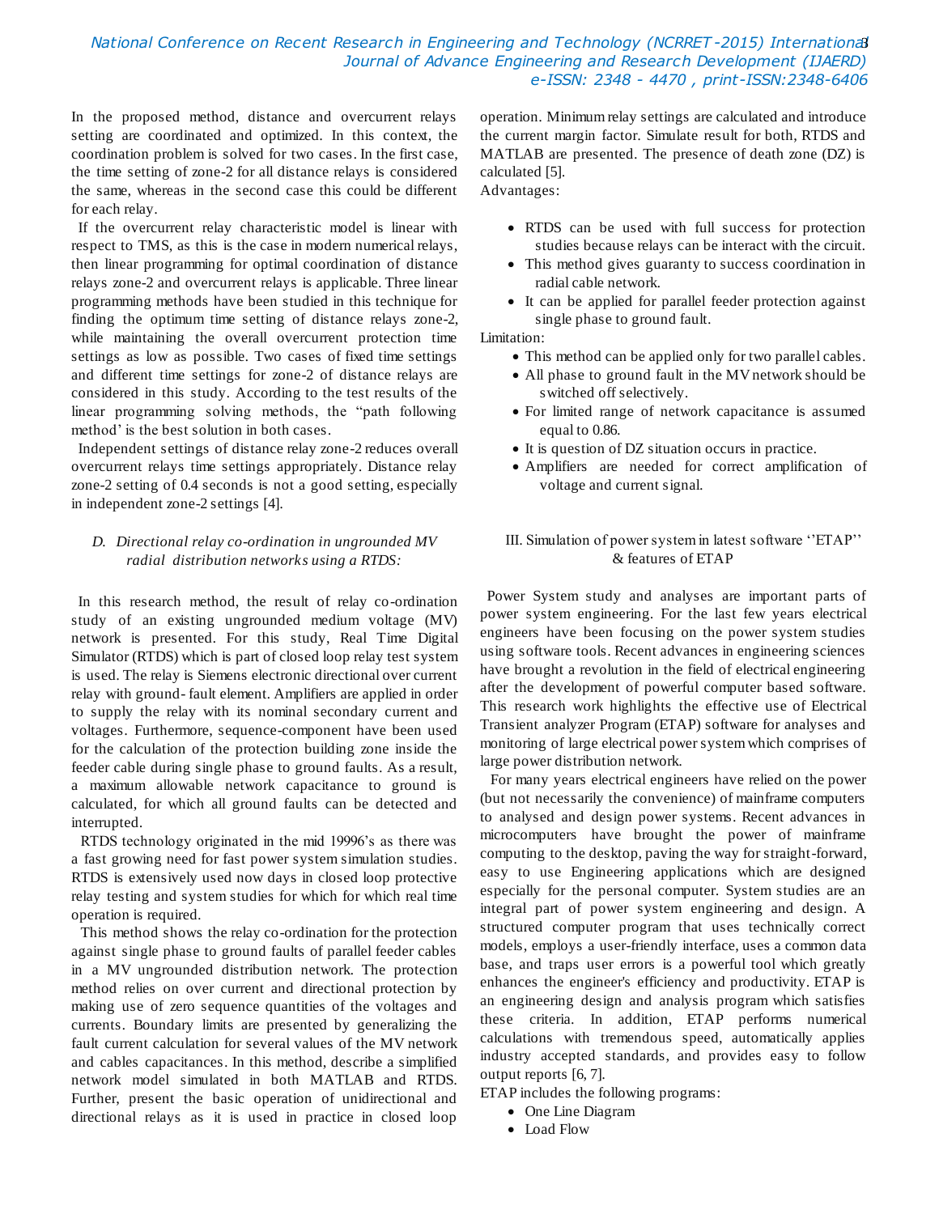In the proposed method, distance and overcurrent relays setting are coordinated and optimized. In this context, the coordination problem is solved for two cases. In the first case, the time setting of zone-2 for all distance relays is considered the same, whereas in the second case this could be different for each relay.

If the overcurrent relay characteristic model is linear with respect to TMS, as this is the case in modern numerical relays, then linear programming for optimal coordination of distance relays zone-2 and overcurrent relays is applicable. Three linear programming methods have been studied in this technique for finding the optimum time setting of distance relays zone-2, while maintaining the overall overcurrent protection time settings as low as possible. Two cases of fixed time settings and different time settings for zone-2 of distance relays are considered in this study. According to the test results of the linear programming solving methods, the "path following method' is the best solution in both cases.

Independent settings of distance relay zone-2 reduces overall overcurrent relays time settings appropriately. Distance relay zone-2 setting of 0.4 seconds is not a good setting, especially in independent zone-2 settings [4].

### *D. Directional relay co-ordination in ungrounded MV radial distribution networks using a RTDS:*

In this research method, the result of relay co-ordination study of an existing ungrounded medium voltage (MV) network is presented. For this study, Real Time Digital Simulator (RTDS) which is part of closed loop relay test system is used. The relay is Siemens electronic directional over current relay with ground- fault element. Amplifiers are applied in order to supply the relay with its nominal secondary current and voltages. Furthermore, sequence-component have been used for the calculation of the protection building zone inside the feeder cable during single phase to ground faults. As a result, a maximum allowable network capacitance to ground is calculated, for which all ground faults can be detected and interrupted.

RTDS technology originated in the mid 19996's as there was a fast growing need for fast power system simulation studies. RTDS is extensively used now days in closed loop protective relay testing and system studies for which for which real time operation is required.

This method shows the relay co-ordination for the protection against single phase to ground faults of parallel feeder cables in a MV ungrounded distribution network. The protection method relies on over current and directional protection by making use of zero sequence quantities of the voltages and currents. Boundary limits are presented by generalizing the fault current calculation for several values of the MV network and cables capacitances. In this method, describe a simplified network model simulated in both MATLAB and RTDS. Further, present the basic operation of unidirectional and directional relays as it is used in practice in closed loop operation. Minimum relay settings are calculated and introduce the current margin factor. Simulate result for both, RTDS and MATLAB are presented. The presence of death zone (DZ) is calculated [5].

Advantages:

- RTDS can be used with full success for protection studies because relays can be interact with the circuit.
- This method gives guaranty to success coordination in radial cable network.
- It can be applied for parallel feeder protection against single phase to ground fault.

Limitation:

- This method can be applied only for two parallel cables.
- All phase to ground fault in the MV network should be switched off selectively.
- For limited range of network capacitance is assumed equal to 0.86.
- It is question of DZ situation occurs in practice.
- Amplifiers are needed for correct amplification of voltage and current signal.

## III. Simulation of power system in latest software ''ETAP'' & features of ETAP

Power System study and analyses are important parts of power system engineering. For the last few years electrical engineers have been focusing on the power system studies using software tools. Recent advances in engineering sciences have brought a revolution in the field of electrical engineering after the development of powerful computer based software. This research work highlights the effective use of Electrical Transient analyzer Program (ETAP) software for analyses and monitoring of large electrical power system which comprises of large power distribution network.

For many years electrical engineers have relied on the power (but not necessarily the convenience) of mainframe computers to analysed and design power systems. Recent advances in microcomputers have brought the power of mainframe computing to the desktop, paving the way for straight-forward, easy to use Engineering applications which are designed especially for the personal computer. System studies are an integral part of power system engineering and design. A structured computer program that uses technically correct models, employs a user-friendly interface, uses a common data base, and traps user errors is a powerful tool which greatly enhances the engineer's efficiency and productivity. ETAP is an engineering design and analysis program which satisfies these criteria. In addition, ETAP performs numerical calculations with tremendous speed, automatically applies industry accepted standards, and provides easy to follow output reports [6, 7].

ETAP includes the following programs:

- One Line Diagram
- Load Flow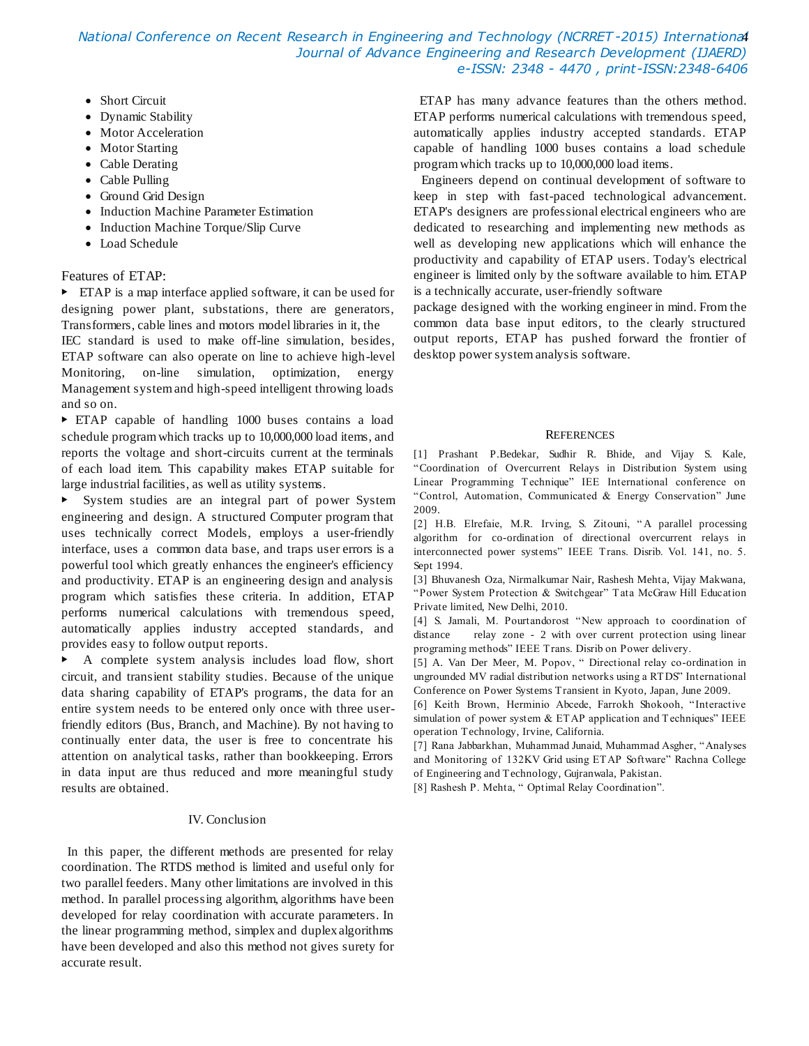- Short Circuit
- Dynamic Stability
- Motor Acceleration
- Motor Starting
- Cable Derating
- Cable Pulling
- Ground Grid Design
- Induction Machine Parameter Estimation
- Induction Machine Torque/Slip Curve
- Load Schedule

Features of ETAP:

- ETAP is a map interface applied software, it can be used for designing power plant, substations, there are generators, Transformers, cable lines and motors model libraries in it, the IEC standard is used to make off-line simulation, besides, ETAP software can also operate on line to achieve high-level Monitoring, on-line simulation, optimization, energy Management system and high-speed intelligent throwing loads and so on.
- ETAP capable of handling 1000 buses contains a load schedule program which tracks up to 10,000,000 load items, and reports the voltage and short-circuits current at the terminals of each load item. This capability makes ETAP suitable for large industrial facilities, as well as utility systems.
- System studies are an integral part of power System engineering and design. A structured Computer program that uses technically correct Models, employs a user-friendly interface, uses a common data base, and traps user errors is a powerful tool which greatly enhances the engineer's efficiency and productivity. ETAP is an engineering design and analysis program which satisfies these criteria. In addition, ETAP performs numerical calculations with tremendous speed, automatically applies industry accepted standards, and provides easy to follow output reports.
- A complete system analysis includes load flow, short circuit, and transient stability studies. Because of the unique data sharing capability of ETAP's programs, the data for an entire system needs to be entered only once with three user-friendly editors (Bus, Branch, and Machine). By not having to continually enter data, the user is free to concentrate his attention on analytical tasks, rather than bookkeeping. Errors in data input are thus reduced and more meaningful study results are obtained.

## IV. Conclusion

In this paper, the different methods are presented for relay coordination. The RTDS method is limited and useful only for two parallel feeders. Many other limitations are involved in this method. In parallel processing algorithm, algorithms have been developed for relay coordination with accurate parameters. In the linear programming method, simplex and duplex algorithms have been developed and also this method not gives surety for accurate result.

ETAP has many advance features than the others method. ETAP performs numerical calculations with tremendous speed, automatically applies industry accepted standards. ETAP capable of handling 1000 buses contains a load schedule program which tracks up to 10,000,000 load items.

Engineers depend on continual development of software to keep in step with fast-paced technological advancement. ETAP's designers are professional electrical engineers who are dedicated to researching and implementing new methods as well as developing new applications which will enhance the productivity and capability of ETAP users. Today's electrical engineer is limited only by the software available to him. ETAP is a technically accurate, user-friendly software package designed with the working engineer in mind. From the common data base input editors, to the clearly structured output reports, ETAP has pushed forward the frontier of desktop power system analysis software.

## References

[1] Prashant P.Bedekar, Sudhir R. Bhide, and Vijay S. Kale, "Coordination of Overcurrent Relays in Distribution System using Linear Programming Technique" IEE International conference on "Control, Automation, Communicated & Energy Conservation" June 2009.

[2] H.B. Elrefaie, M.R. Irving, S. Zitouni, "A parallel processing algorithm for co-ordination of directional overcurrent relays in interconnected power systems" IEEE Trans. Disrib. Vol. 141, no. 5. Sept 1994.

[3] Bhuvanesh Oza, Nirmalkumar Nair, Rashesh Mehta, Vijay Makwana, "Power System Protection & Switchgear" Tata McGraw Hill Education Private limited, New Delhi, 2010.

[4] S. Jamali, M. Pourtandorost "New approach to coordination of distance relay zone - 2 with over current protection using linear programing methods" IEEE Trans. Disrib on Power delivery.

[5] A. Van Der Meer, M. Popov, " Directional relay co-ordination in ungrounded MV radial distribution networks using a RTDS" International Conference on Power Systems Transient in Kyoto, Japan, June 2009.

[6] Keith Brown, Herminio Abcede, Farrokh Shokooh, "Interactive simulation of power system & ETAP application and Techniques" IEEE operation Technology, Irvine, California.

[7] Rana Jabbarkhan, Muhammad Junaid, Muhammad Asgher, "Analyses and Monitoring of 132KV Grid using ETAP Software" Rachna College of Engineering and Technology, Gujranwala, Pakistan.

[8] Rashesh P. Mehta, " Optimal Relay Coordination".